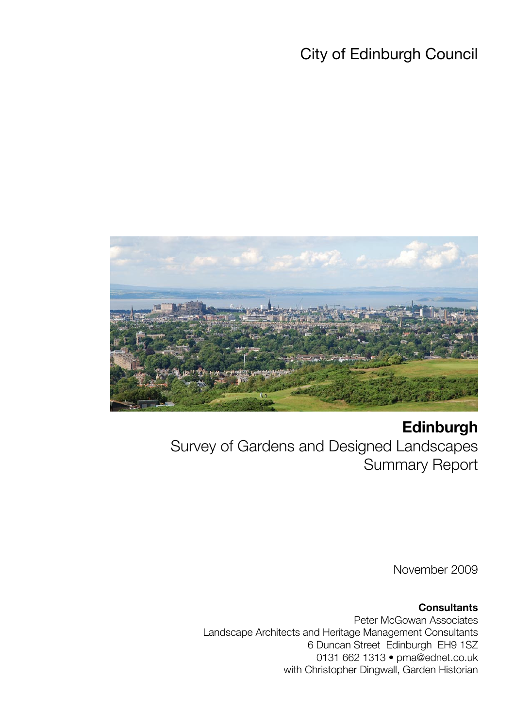City of Edinburgh Council

# Edinburgh

## Survey of Gardens and Designed Landscapes
## Summary Report

November 2009

**Consultants**

Peter McGowan Associates
Landscape Architects and Heritage Management Consultants
6 Duncan Street Edinburgh EH9 1SZ
0131 662 1313 • pma@ednet.co.uk
with Christopher Dingwall, Garden Historian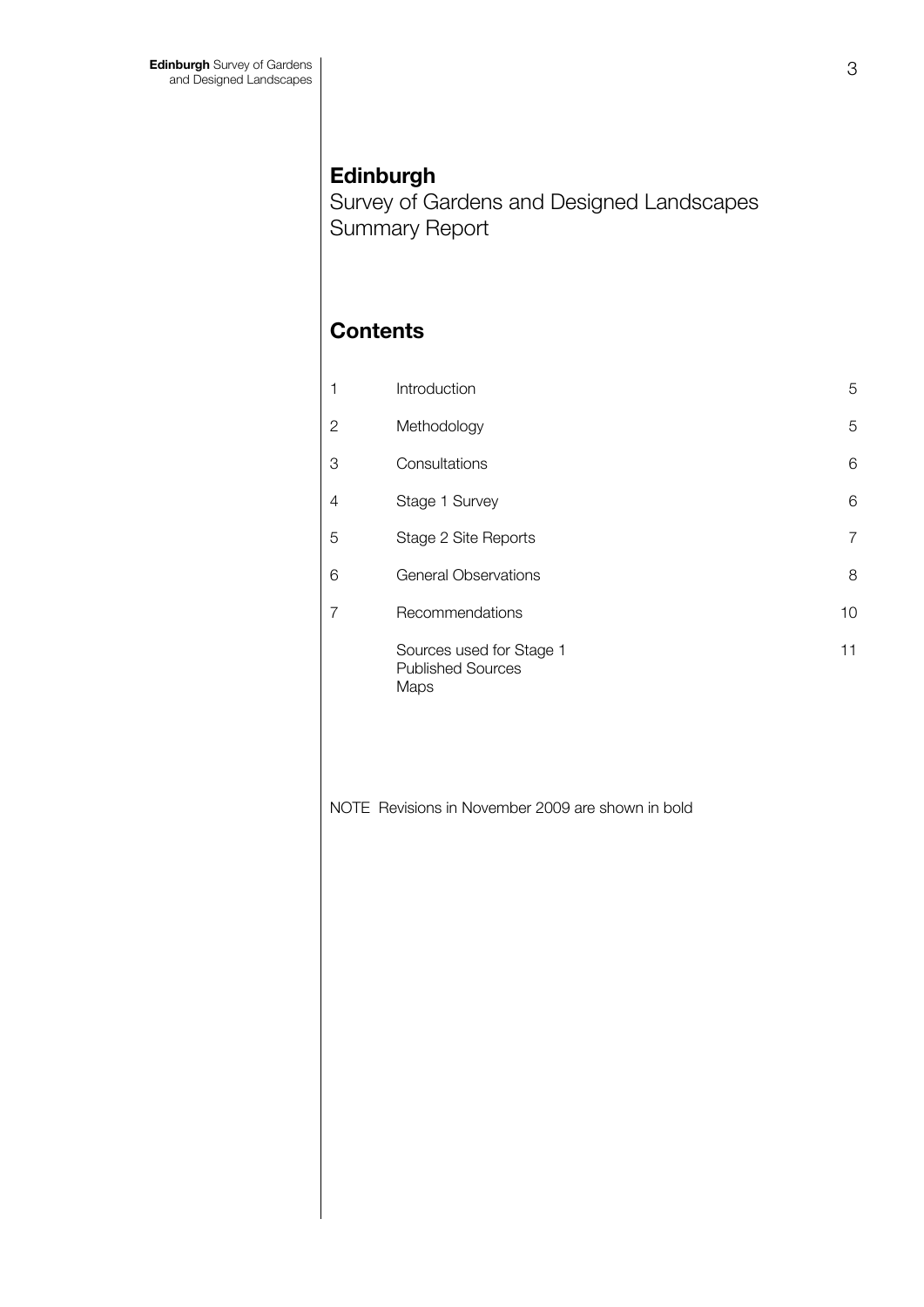# Edinburgh

Survey of Gardens and Designed Landscapes
Summary Report

## Contents

| | | |
|---|---|---|
| 1 | Introduction | 5 |
| 2 | Methodology | 5 |
| 3 | Consultations | 6 |
| 4 | Stage 1 Survey | 6 |
| 5 | Stage 2 Site Reports | 7 |
| 6 | General Observations | 8 |
| 7 | Recommendations | 10 |
| | Sources used for Stage 1<br>Published Sources<br>Maps | 11 |

NOTE Revisions in November 2009 are shown in bold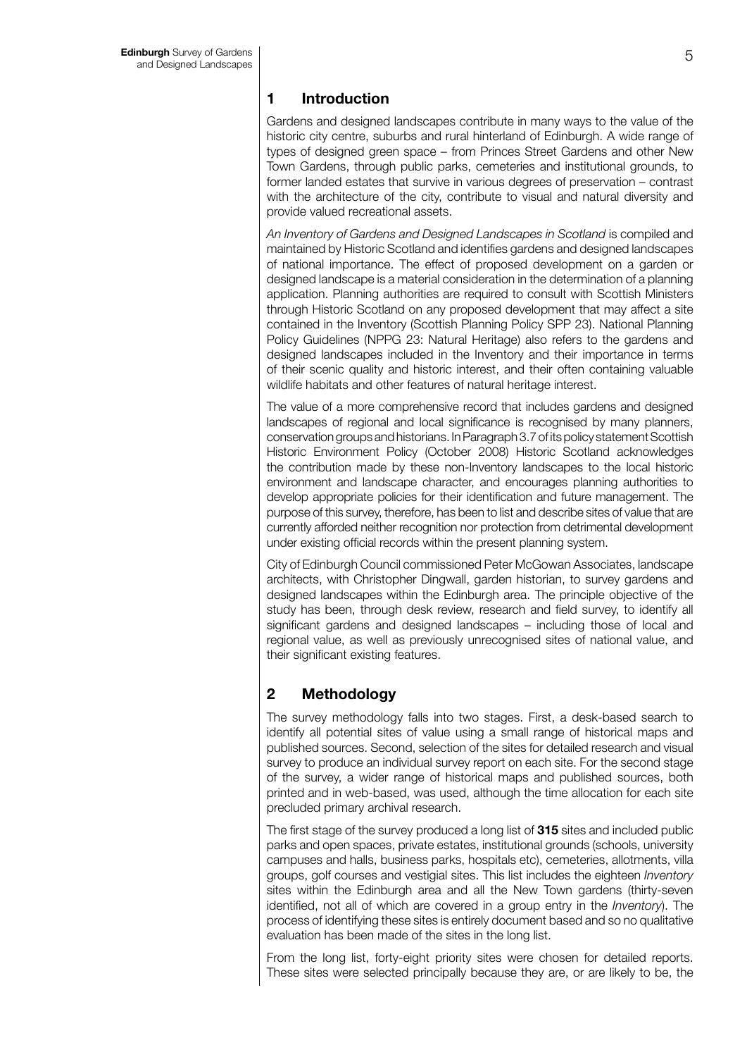## 1 Introduction

Gardens and designed landscapes contribute in many ways to the value of the historic city centre, suburbs and rural hinterland of Edinburgh. A wide range of types of designed green space – from Princes Street Gardens and other New Town Gardens, through public parks, cemeteries and institutional grounds, to former landed estates that survive in various degrees of preservation – contrast with the architecture of the city, contribute to visual and natural diversity and provide valued recreational assets.

*An Inventory of Gardens and Designed Landscapes in Scotland* is compiled and maintained by Historic Scotland and identifies gardens and designed landscapes of national importance. The effect of proposed development on a garden or designed landscape is a material consideration in the determination of a planning application. Planning authorities are required to consult with Scottish Ministers through Historic Scotland on any proposed development that may affect a site contained in the Inventory (Scottish Planning Policy SPP 23). National Planning Policy Guidelines (NPPG 23: Natural Heritage) also refers to the gardens and designed landscapes included in the Inventory and their importance in terms of their scenic quality and historic interest, and their often containing valuable wildlife habitats and other features of natural heritage interest.

The value of a more comprehensive record that includes gardens and designed landscapes of regional and local significance is recognised by many planners, conservation groups and historians. In Paragraph 3.7 of its policy statement Scottish Historic Environment Policy (October 2008) Historic Scotland acknowledges the contribution made by these non-Inventory landscapes to the local historic environment and landscape character, and encourages planning authorities to develop appropriate policies for their identification and future management. The purpose of this survey, therefore, has been to list and describe sites of value that are currently afforded neither recognition nor protection from detrimental development under existing official records within the present planning system.

City of Edinburgh Council commissioned Peter McGowan Associates, landscape architects, with Christopher Dingwall, garden historian, to survey gardens and designed landscapes within the Edinburgh area. The principle objective of the study has been, through desk review, research and field survey, to identify all significant gardens and designed landscapes – including those of local and regional value, as well as previously unrecognised sites of national value, and their significant existing features.

## 2 Methodology

The survey methodology falls into two stages. First, a desk-based search to identify all potential sites of value using a small range of historical maps and published sources. Second, selection of the sites for detailed research and visual survey to produce an individual survey report on each site. For the second stage of the survey, a wider range of historical maps and published sources, both printed and in web-based, was used, although the time allocation for each site precluded primary archival research.

The first stage of the survey produced a long list of **315** sites and included public parks and open spaces, private estates, institutional grounds (schools, university campuses and halls, business parks, hospitals etc), cemeteries, allotments, villa groups, golf courses and vestigial sites. This list includes the eighteen *Inventory* sites within the Edinburgh area and all the New Town gardens (thirty-seven identified, not all of which are covered in a group entry in the *Inventory*). The process of identifying these sites is entirely document based and so no qualitative evaluation has been made of the sites in the long list.

From the long list, forty-eight priority sites were chosen for detailed reports. These sites were selected principally because they are, or are likely to be, the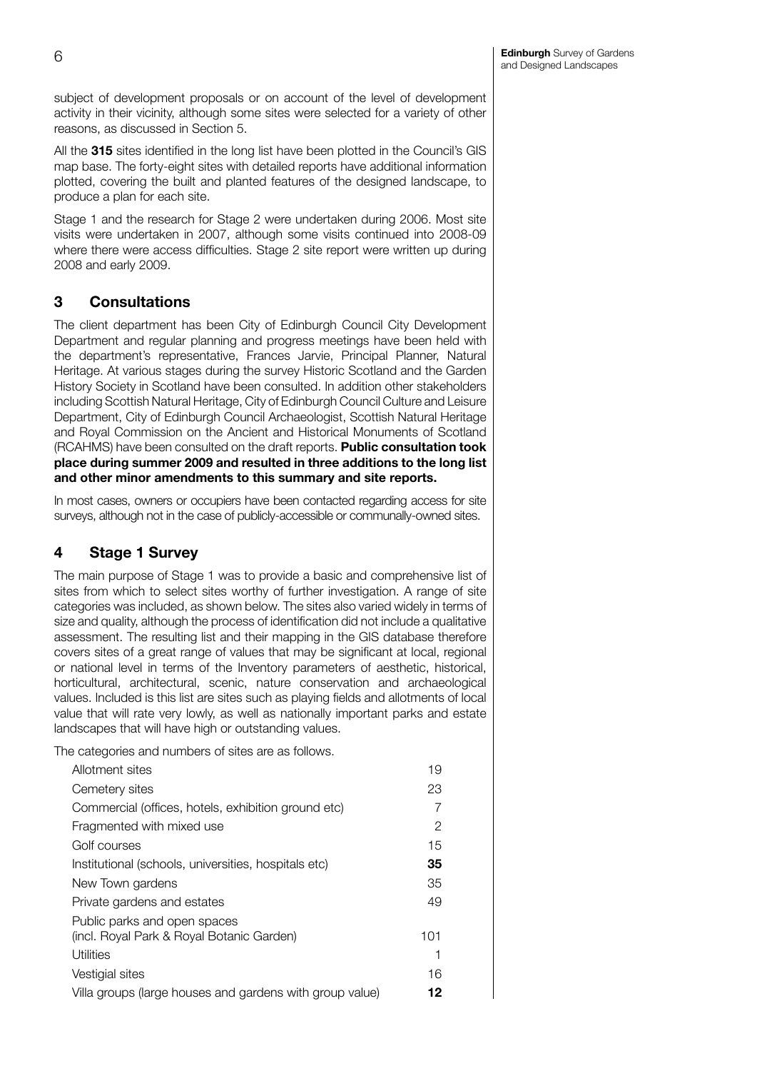subject of development proposals or on account of the level of development activity in their vicinity, although some sites were selected for a variety of other reasons, as discussed in Section 5.

All the **315** sites identified in the long list have been plotted in the Council's GIS map base. The forty-eight sites with detailed reports have additional information plotted, covering the built and planted features of the designed landscape, to produce a plan for each site.

Stage 1 and the research for Stage 2 were undertaken during 2006. Most site visits were undertaken in 2007, although some visits continued into 2008-09 where there were access difficulties. Stage 2 site report were written up during 2008 and early 2009.

## 3 Consultations

The client department has been City of Edinburgh Council City Development Department and regular planning and progress meetings have been held with the department's representative, Frances Jarvie, Principal Planner, Natural Heritage. At various stages during the survey Historic Scotland and the Garden History Society in Scotland have been consulted. In addition other stakeholders including Scottish Natural Heritage, City of Edinburgh Council Culture and Leisure Department, City of Edinburgh Council Archaeologist, Scottish Natural Heritage and Royal Commission on the Ancient and Historical Monuments of Scotland (RCAHMS) have been consulted on the draft reports. **Public consultation took place during summer 2009 and resulted in three additions to the long list and other minor amendments to this summary and site reports.**

In most cases, owners or occupiers have been contacted regarding access for site surveys, although not in the case of publicly-accessible or communally-owned sites.

## 4 Stage 1 Survey

The main purpose of Stage 1 was to provide a basic and comprehensive list of sites from which to select sites worthy of further investigation. A range of site categories was included, as shown below. The sites also varied widely in terms of size and quality, although the process of identification did not include a qualitative assessment. The resulting list and their mapping in the GIS database therefore covers sites of a great range of values that may be significant at local, regional or national level in terms of the Inventory parameters of aesthetic, historical, horticultural, architectural, scenic, nature conservation and archaeological values. Included is this list are sites such as playing fields and allotments of local value that will rate very lowly, as well as nationally important parks and estate landscapes that will have high or outstanding values.

The categories and numbers of sites are as follows.

| Category | Number |
|---|---|
| Allotment sites | 19 |
| Cemetery sites | 23 |
| Commercial (offices, hotels, exhibition ground etc) | 7 |
| Fragmented with mixed use | 2 |
| Golf courses | 15 |
| Institutional (schools, universities, hospitals etc) | **35** |
| New Town gardens | 35 |
| Private gardens and estates | 49 |
| Public parks and open spaces (incl. Royal Park & Royal Botanic Garden) | 101 |
| Utilities | 1 |
| Vestigial sites | 16 |
| Villa groups (large houses and gardens with group value) | **12** |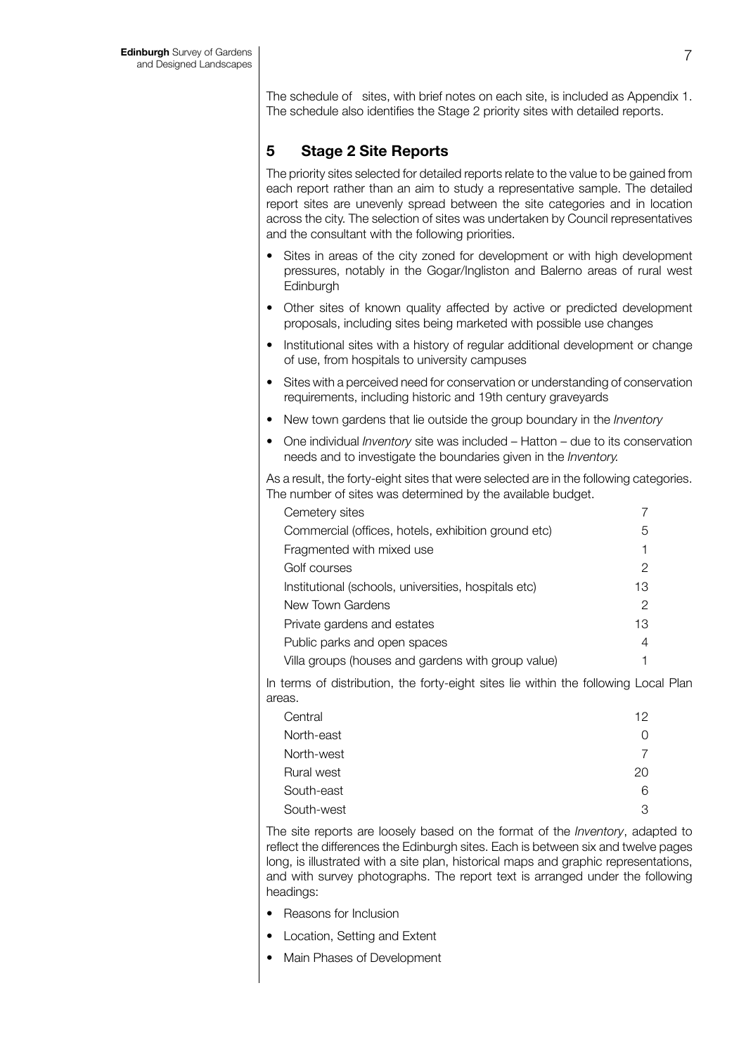The schedule of sites, with brief notes on each site, is included as Appendix 1. The schedule also identifies the Stage 2 priority sites with detailed reports.

## 5 Stage 2 Site Reports

The priority sites selected for detailed reports relate to the value to be gained from each report rather than an aim to study a representative sample. The detailed report sites are unevenly spread between the site categories and in location across the city. The selection of sites was undertaken by Council representatives and the consultant with the following priorities.

- Sites in areas of the city zoned for development or with high development pressures, notably in the Gogar/Ingliston and Balerno areas of rural west Edinburgh
- Other sites of known quality affected by active or predicted development proposals, including sites being marketed with possible use changes
- Institutional sites with a history of regular additional development or change of use, from hospitals to university campuses
- Sites with a perceived need for conservation or understanding of conservation requirements, including historic and 19th century graveyards
- New town gardens that lie outside the group boundary in the *Inventory*
- One individual *Inventory* site was included – Hatton – due to its conservation needs and to investigate the boundaries given in the *Inventory.*

As a result, the forty-eight sites that were selected are in the following categories. The number of sites was determined by the available budget.

| Category | Number |
|---|---|
| Cemetery sites | 7 |
| Commercial (offices, hotels, exhibition ground etc) | 5 |
| Fragmented with mixed use | 1 |
| Golf courses | 2 |
| Institutional (schools, universities, hospitals etc) | 13 |
| New Town Gardens | 2 |
| Private gardens and estates | 13 |
| Public parks and open spaces | 4 |
| Villa groups (houses and gardens with group value) | 1 |

In terms of distribution, the forty-eight sites lie within the following Local Plan areas.

| Area | Number |
|---|---|
| Central | 12 |
| North-east | 0 |
| North-west | 7 |
| Rural west | 20 |
| South-east | 6 |
| South-west | 3 |

The site reports are loosely based on the format of the *Inventory*, adapted to reflect the differences the Edinburgh sites. Each is between six and twelve pages long, is illustrated with a site plan, historical maps and graphic representations, and with survey photographs. The report text is arranged under the following headings:

- Reasons for Inclusion
- Location, Setting and Extent
- Main Phases of Development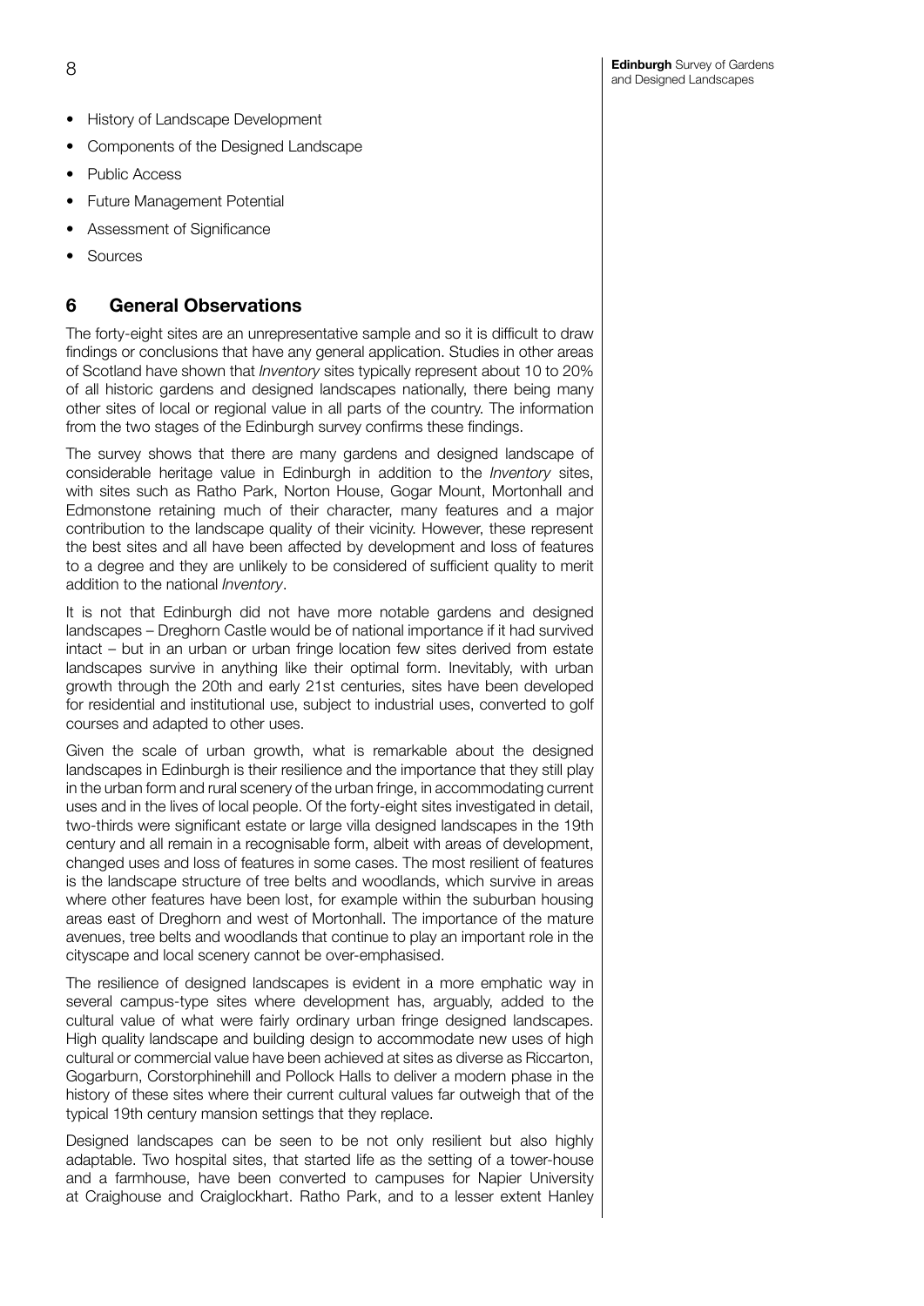- History of Landscape Development
- Components of the Designed Landscape
- Public Access
- Future Management Potential
- Assessment of Significance
- Sources

## 6 General Observations

The forty-eight sites are an unrepresentative sample and so it is difficult to draw findings or conclusions that have any general application. Studies in other areas of Scotland have shown that *Inventory* sites typically represent about 10 to 20% of all historic gardens and designed landscapes nationally, there being many other sites of local or regional value in all parts of the country. The information from the two stages of the Edinburgh survey confirms these findings.

The survey shows that there are many gardens and designed landscape of considerable heritage value in Edinburgh in addition to the *Inventory* sites, with sites such as Ratho Park, Norton House, Gogar Mount, Mortonhall and Edmonstone retaining much of their character, many features and a major contribution to the landscape quality of their vicinity. However, these represent the best sites and all have been affected by development and loss of features to a degree and they are unlikely to be considered of sufficient quality to merit addition to the national *Inventory*.

It is not that Edinburgh did not have more notable gardens and designed landscapes – Dreghorn Castle would be of national importance if it had survived intact – but in an urban or urban fringe location few sites derived from estate landscapes survive in anything like their optimal form. Inevitably, with urban growth through the 20th and early 21st centuries, sites have been developed for residential and institutional use, subject to industrial uses, converted to golf courses and adapted to other uses.

Given the scale of urban growth, what is remarkable about the designed landscapes in Edinburgh is their resilience and the importance that they still play in the urban form and rural scenery of the urban fringe, in accommodating current uses and in the lives of local people. Of the forty-eight sites investigated in detail, two-thirds were significant estate or large villa designed landscapes in the 19th century and all remain in a recognisable form, albeit with areas of development, changed uses and loss of features in some cases. The most resilient of features is the landscape structure of tree belts and woodlands, which survive in areas where other features have been lost, for example within the suburban housing areas east of Dreghorn and west of Mortonhall. The importance of the mature avenues, tree belts and woodlands that continue to play an important role in the cityscape and local scenery cannot be over-emphasised.

The resilience of designed landscapes is evident in a more emphatic way in several campus-type sites where development has, arguably, added to the cultural value of what were fairly ordinary urban fringe designed landscapes. High quality landscape and building design to accommodate new uses of high cultural or commercial value have been achieved at sites as diverse as Riccarton, Gogarburn, Corstorphinehill and Pollock Halls to deliver a modern phase in the history of these sites where their current cultural values far outweigh that of the typical 19th century mansion settings that they replace.

Designed landscapes can be seen to be not only resilient but also highly adaptable. Two hospital sites, that started life as the setting of a tower-house and a farmhouse, have been converted to campuses for Napier University at Craighouse and Craiglockhart. Ratho Park, and to a lesser extent Hanley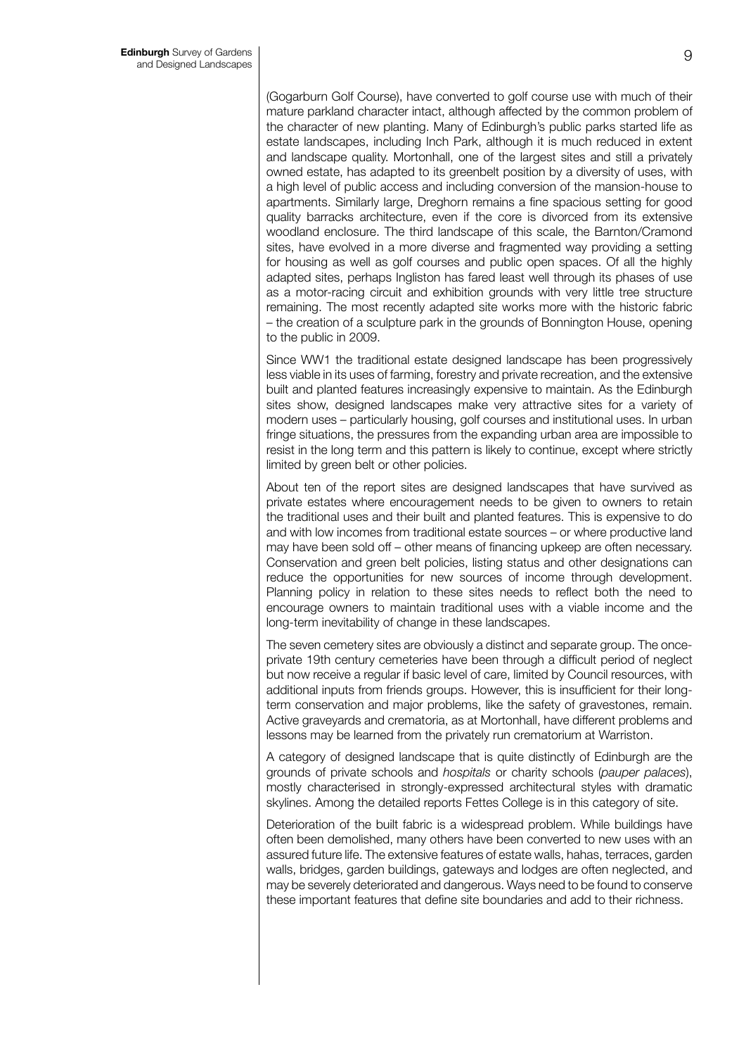(Gogarburn Golf Course), have converted to golf course use with much of their mature parkland character intact, although affected by the common problem of the character of new planting. Many of Edinburgh's public parks started life as estate landscapes, including Inch Park, although it is much reduced in extent and landscape quality. Mortonhall, one of the largest sites and still a privately owned estate, has adapted to its greenbelt position by a diversity of uses, with a high level of public access and including conversion of the mansion-house to apartments. Similarly large, Dreghorn remains a fine spacious setting for good quality barracks architecture, even if the core is divorced from its extensive woodland enclosure. The third landscape of this scale, the Barnton/Cramond sites, have evolved in a more diverse and fragmented way providing a setting for housing as well as golf courses and public open spaces. Of all the highly adapted sites, perhaps Ingliston has fared least well through its phases of use as a motor-racing circuit and exhibition grounds with very little tree structure remaining. The most recently adapted site works more with the historic fabric – the creation of a sculpture park in the grounds of Bonnington House, opening to the public in 2009.

Since WW1 the traditional estate designed landscape has been progressively less viable in its uses of farming, forestry and private recreation, and the extensive built and planted features increasingly expensive to maintain. As the Edinburgh sites show, designed landscapes make very attractive sites for a variety of modern uses – particularly housing, golf courses and institutional uses. In urban fringe situations, the pressures from the expanding urban area are impossible to resist in the long term and this pattern is likely to continue, except where strictly limited by green belt or other policies.

About ten of the report sites are designed landscapes that have survived as private estates where encouragement needs to be given to owners to retain the traditional uses and their built and planted features. This is expensive to do and with low incomes from traditional estate sources – or where productive land may have been sold off – other means of financing upkeep are often necessary. Conservation and green belt policies, listing status and other designations can reduce the opportunities for new sources of income through development. Planning policy in relation to these sites needs to reflect both the need to encourage owners to maintain traditional uses with a viable income and the long-term inevitability of change in these landscapes.

The seven cemetery sites are obviously a distinct and separate group. The once-private 19th century cemeteries have been through a difficult period of neglect but now receive a regular if basic level of care, limited by Council resources, with additional inputs from friends groups. However, this is insufficient for their long-term conservation and major problems, like the safety of gravestones, remain. Active graveyards and crematoria, as at Mortonhall, have different problems and lessons may be learned from the privately run crematorium at Warriston.

A category of designed landscape that is quite distinctly of Edinburgh are the grounds of private schools and *hospitals* or charity schools (*pauper palaces*), mostly characterised in strongly-expressed architectural styles with dramatic skylines. Among the detailed reports Fettes College is in this category of site.

Deterioration of the built fabric is a widespread problem. While buildings have often been demolished, many others have been converted to new uses with an assured future life. The extensive features of estate walls, hahas, terraces, garden walls, bridges, garden buildings, gateways and lodges are often neglected, and may be severely deteriorated and dangerous. Ways need to be found to conserve these important features that define site boundaries and add to their richness.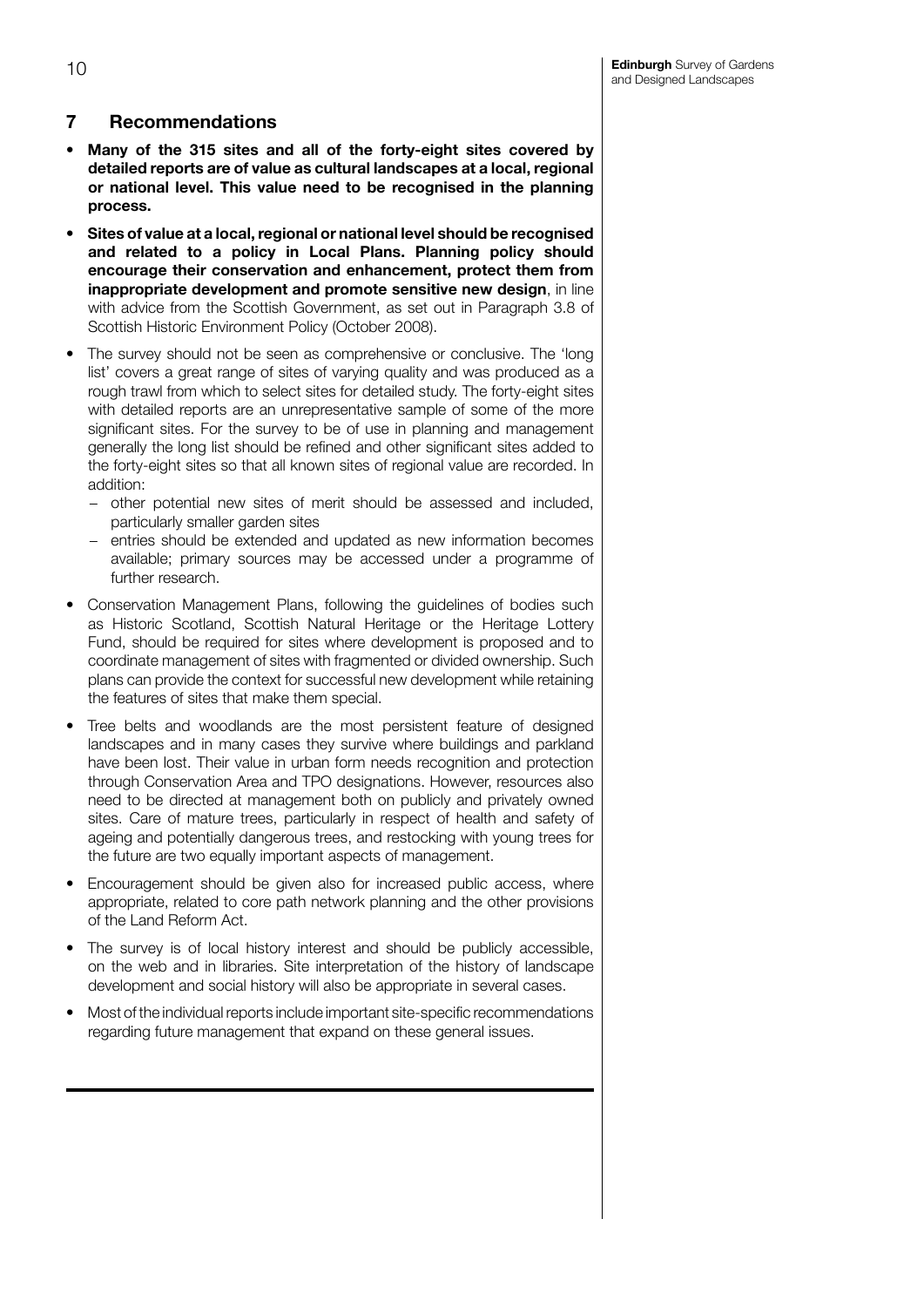## 7 Recommendations

- **Many of the 315 sites and all of the forty-eight sites covered by detailed reports are of value as cultural landscapes at a local, regional or national level. This value need to be recognised in the planning process.**
- **Sites of value at a local, regional or national level should be recognised and related to a policy in Local Plans. Planning policy should encourage their conservation and enhancement, protect them from inappropriate development and promote sensitive new design**, in line with advice from the Scottish Government, as set out in Paragraph 3.8 of Scottish Historic Environment Policy (October 2008).
- The survey should not be seen as comprehensive or conclusive. The 'long list' covers a great range of sites of varying quality and was produced as a rough trawl from which to select sites for detailed study. The forty-eight sites with detailed reports are an unrepresentative sample of some of the more significant sites. For the survey to be of use in planning and management generally the long list should be refined and other significant sites added to the forty-eight sites so that all known sites of regional value are recorded. In addition:
  - other potential new sites of merit should be assessed and included, particularly smaller garden sites
  - entries should be extended and updated as new information becomes available; primary sources may be accessed under a programme of further research.
- Conservation Management Plans, following the guidelines of bodies such as Historic Scotland, Scottish Natural Heritage or the Heritage Lottery Fund, should be required for sites where development is proposed and to coordinate management of sites with fragmented or divided ownership. Such plans can provide the context for successful new development while retaining the features of sites that make them special.
- Tree belts and woodlands are the most persistent feature of designed landscapes and in many cases they survive where buildings and parkland have been lost. Their value in urban form needs recognition and protection through Conservation Area and TPO designations. However, resources also need to be directed at management both on publicly and privately owned sites. Care of mature trees, particularly in respect of health and safety of ageing and potentially dangerous trees, and restocking with young trees for the future are two equally important aspects of management.
- Encouragement should be given also for increased public access, where appropriate, related to core path network planning and the other provisions of the Land Reform Act.
- The survey is of local history interest and should be publicly accessible, on the web and in libraries. Site interpretation of the history of landscape development and social history will also be appropriate in several cases.
- Most of the individual reports include important site-specific recommendations regarding future management that expand on these general issues.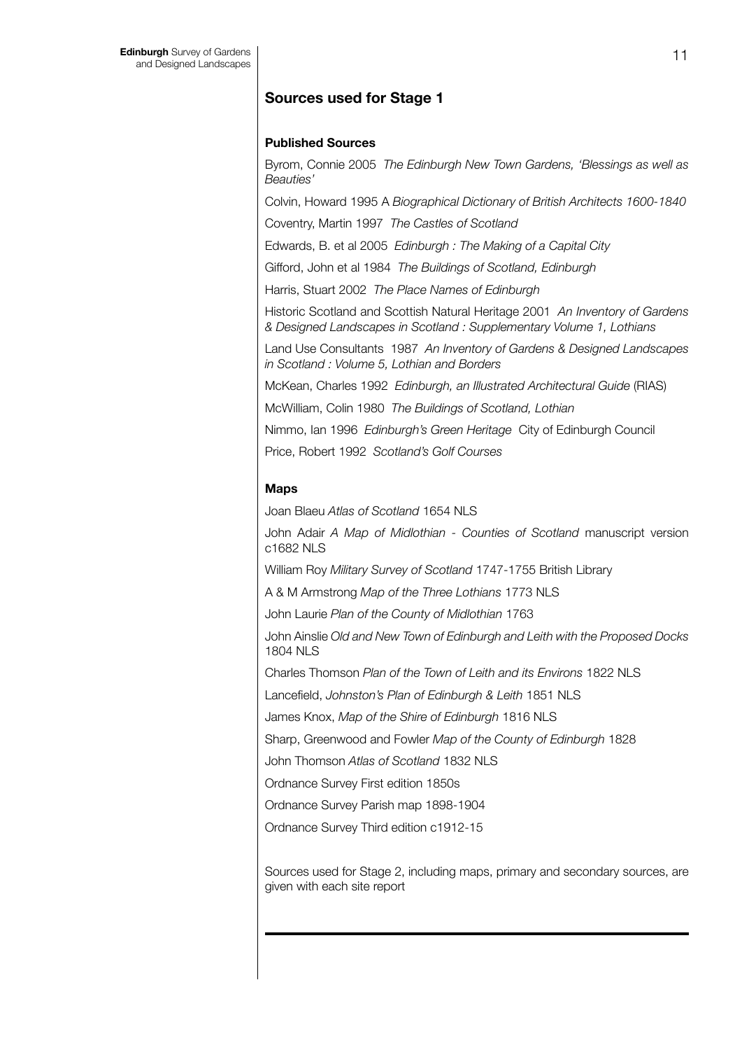## Sources used for Stage 1

### Published Sources

Byrom, Connie 2005 *The Edinburgh New Town Gardens, 'Blessings as well as Beauties'*

Colvin, Howard 1995 A *Biographical Dictionary of British Architects 1600-1840*

Coventry, Martin 1997 *The Castles of Scotland*

Edwards, B. et al 2005 *Edinburgh : The Making of a Capital City*

Gifford, John et al 1984 *The Buildings of Scotland, Edinburgh*

Harris, Stuart 2002 *The Place Names of Edinburgh*

Historic Scotland and Scottish Natural Heritage 2001 *An Inventory of Gardens & Designed Landscapes in Scotland : Supplementary Volume 1, Lothians*

Land Use Consultants 1987 *An Inventory of Gardens & Designed Landscapes in Scotland : Volume 5, Lothian and Borders*

McKean, Charles 1992 *Edinburgh, an Illustrated Architectural Guide* (RIAS)

McWilliam, Colin 1980 *The Buildings of Scotland, Lothian*

Nimmo, Ian 1996 *Edinburgh's Green Heritage* City of Edinburgh Council

Price, Robert 1992 *Scotland's Golf Courses*

### Maps

Joan Blaeu *Atlas of Scotland* 1654 NLS

John Adair *A Map of Midlothian - Counties of Scotland* manuscript version c1682 NLS

William Roy *Military Survey of Scotland* 1747-1755 British Library

A & M Armstrong *Map of the Three Lothians* 1773 NLS

John Laurie *Plan of the County of Midlothian* 1763

John Ainslie *Old and New Town of Edinburgh and Leith with the Proposed Docks* 1804 NLS

Charles Thomson *Plan of the Town of Leith and its Environs* 1822 NLS

Lancefield, *Johnston's Plan of Edinburgh & Leith* 1851 NLS

James Knox, *Map of the Shire of Edinburgh* 1816 NLS

Sharp, Greenwood and Fowler *Map of the County of Edinburgh* 1828

John Thomson *Atlas of Scotland* 1832 NLS

Ordnance Survey First edition 1850s

Ordnance Survey Parish map 1898-1904

Ordnance Survey Third edition c1912-15

Sources used for Stage 2, including maps, primary and secondary sources, are given with each site report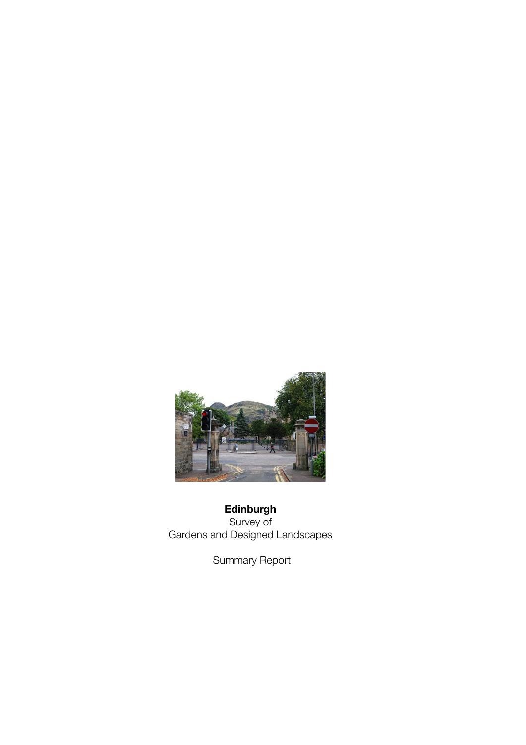**Edinburgh**

Survey of

Gardens and Designed Landscapes

Summary Report